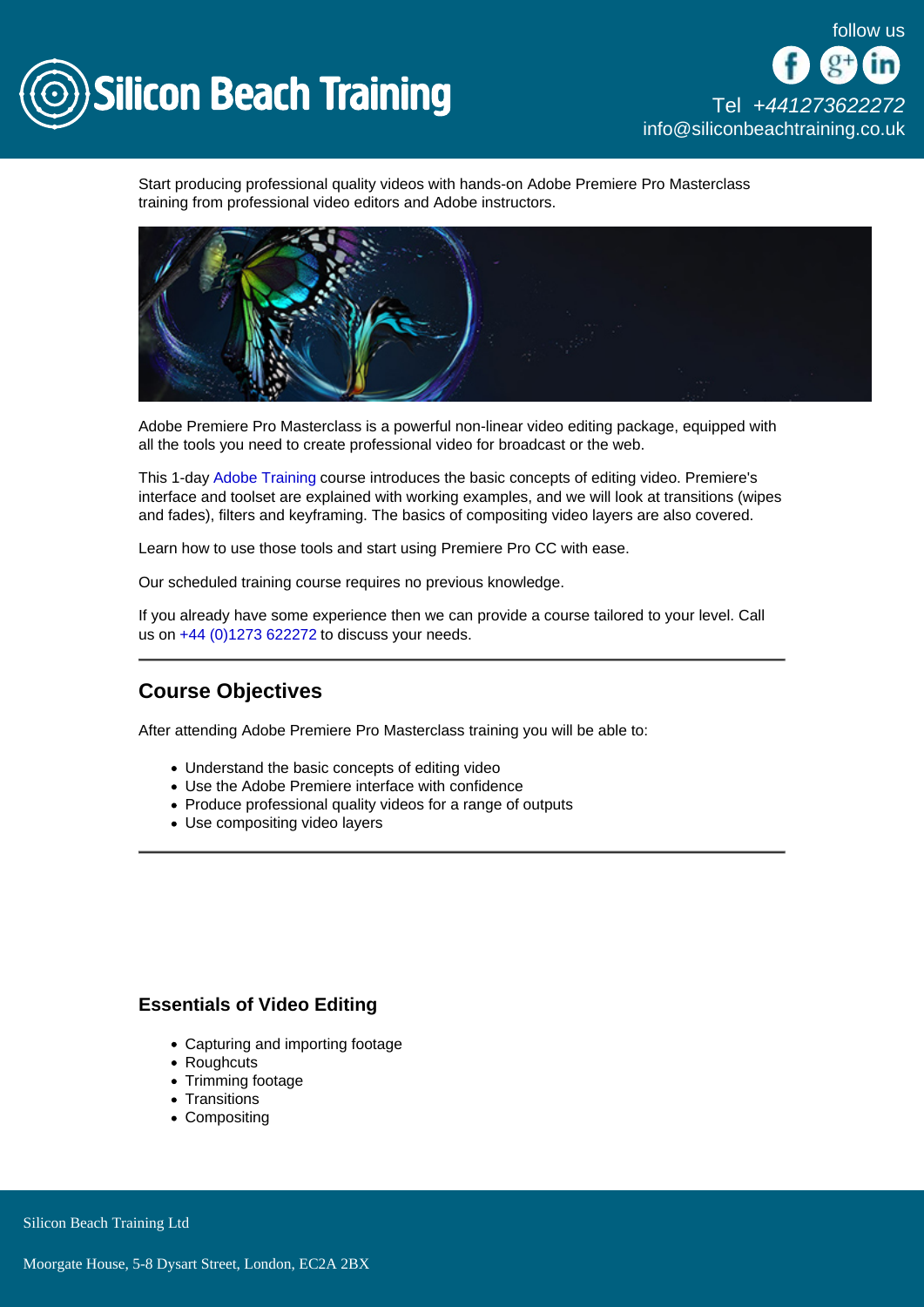Silicon Beach Training

follow us

Tel +441273622272
info@siliconbeachtraining.co.uk

Start producing professional quality videos with hands-on Adobe Premiere Pro Masterclass training from professional video editors and Adobe instructors.

Adobe Premiere Pro Masterclass is a powerful non-linear video editing package, equipped with all the tools you need to create professional video for broadcast or the web.

This 1-day Adobe Training course introduces the basic concepts of editing video. Premiere's interface and toolset are explained with working examples, and we will look at transitions (wipes and fades), filters and keyframing. The basics of compositing video layers are also covered.

Learn how to use those tools and start using Premiere Pro CC with ease.

Our scheduled training course requires no previous knowledge.

If you already have some experience then we can provide a course tailored to your level. Call us on +44 (0)1273 622272 to discuss your needs.

## Course Objectives

After attending Adobe Premiere Pro Masterclass training you will be able to:

- Understand the basic concepts of editing video
- Use the Adobe Premiere interface with confidence
- Produce professional quality videos for a range of outputs
- Use compositing video layers

### Essentials of Video Editing

- Capturing and importing footage
- Roughcuts
- Trimming footage
- Transitions
- Compositing

Silicon Beach Training Ltd

Moorgate House, 5-8 Dysart Street, London, EC2A 2BX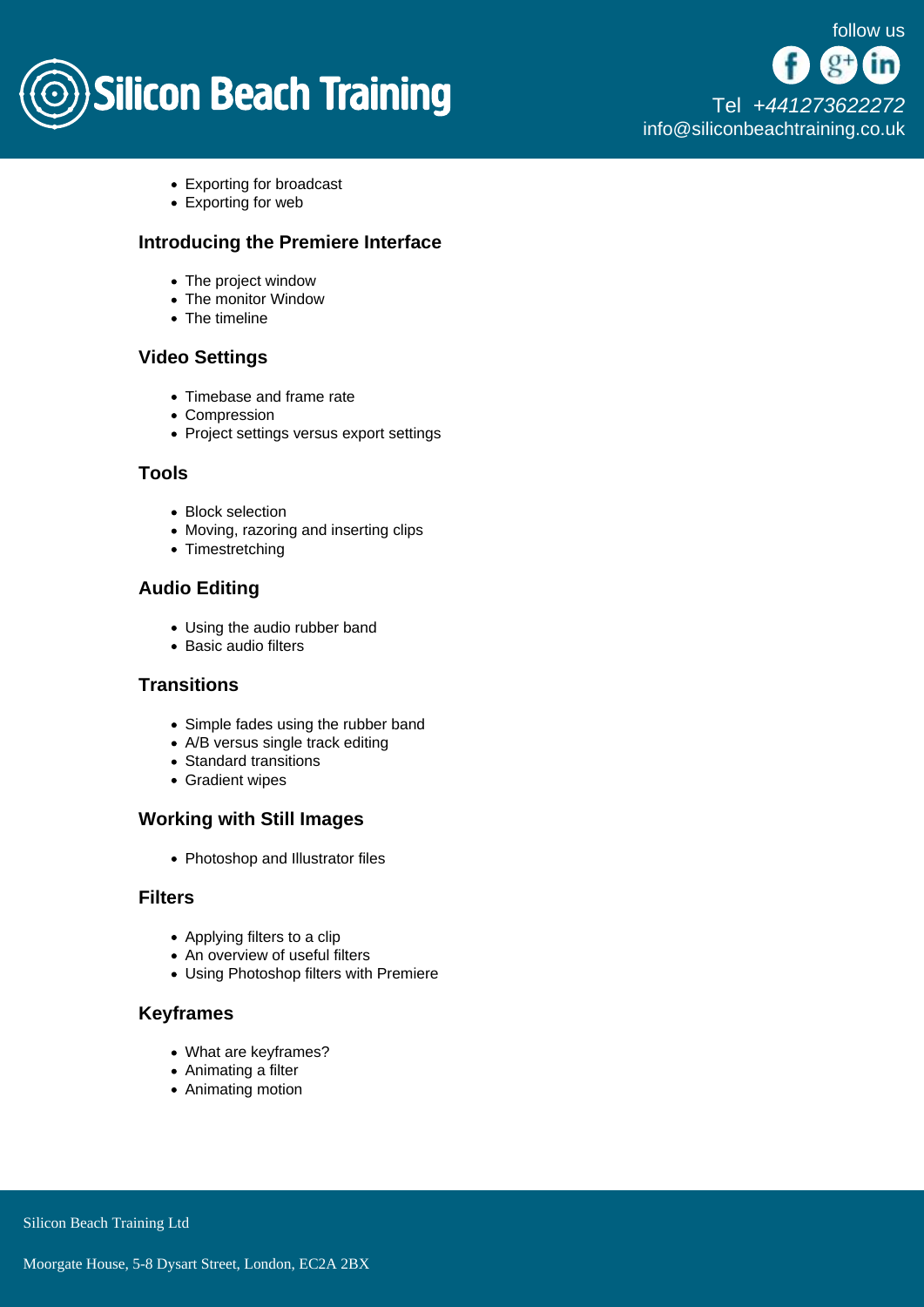- Exporting for broadcast
- Exporting for web

### Introducing the Premiere Interface

- The project window
- The monitor Window
- The timeline

### Video Settings

- Timebase and frame rate
- Compression
- Project settings versus export settings

### Tools

- Block selection
- Moving, razoring and inserting clips
- Timestretching

### Audio Editing

- Using the audio rubber band
- Basic audio filters

### Transitions

- Simple fades using the rubber band
- A/B versus single track editing
- Standard transitions
- Gradient wipes

### Working with Still Images

- Photoshop and Illustrator files

### Filters

- Applying filters to a clip
- An overview of useful filters
- Using Photoshop filters with Premiere

### Keyframes

- What are keyframes?
- Animating a filter
- Animating motion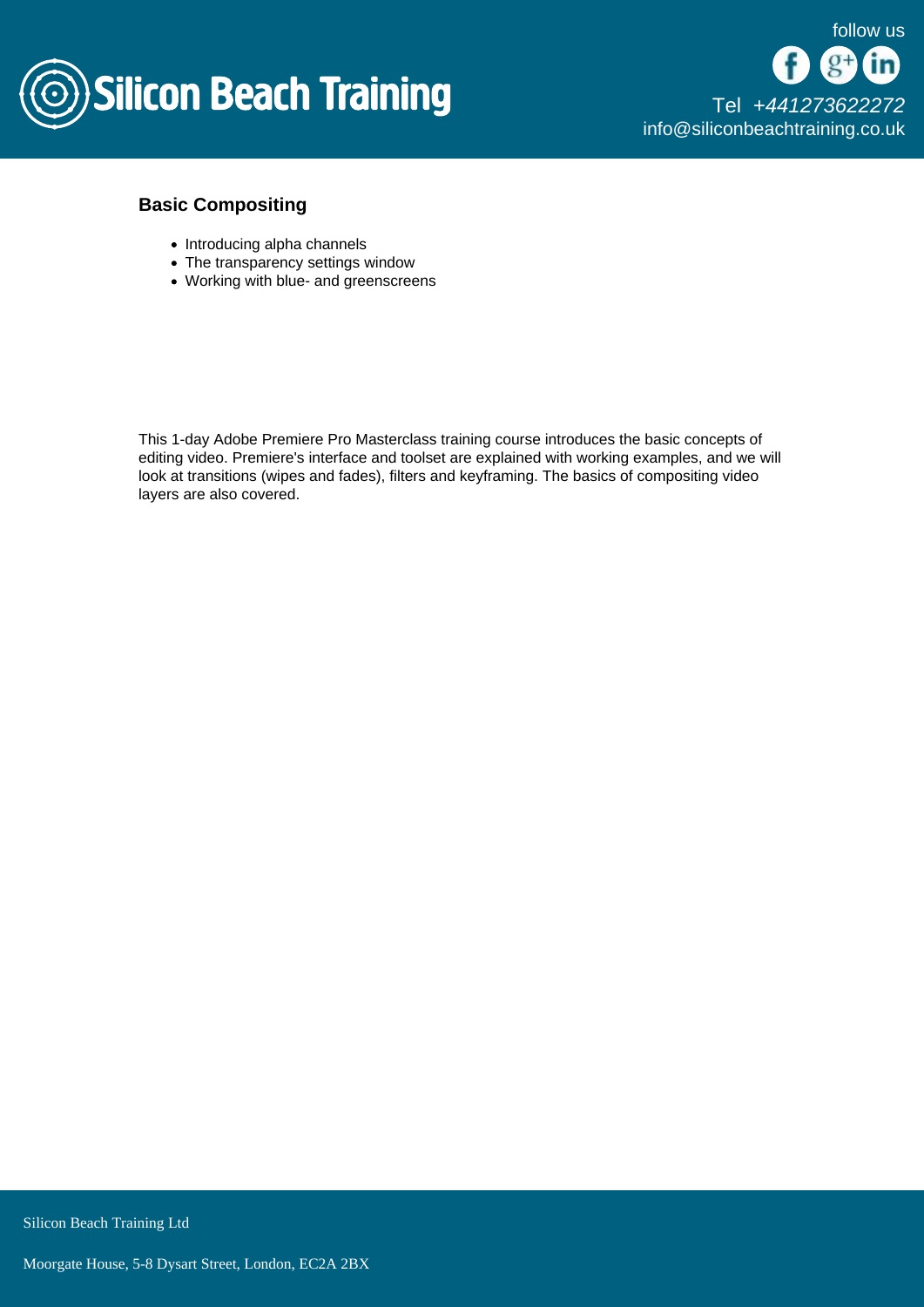### Basic Compositing

- Introducing alpha channels
- The transparency settings window
- Working with blue- and greenscreens

This 1-day Adobe Premiere Pro Masterclass training course introduces the basic concepts of editing video. Premiere's interface and toolset are explained with working examples, and we will look at transitions (wipes and fades), filters and keyframing. The basics of compositing video layers are also covered.